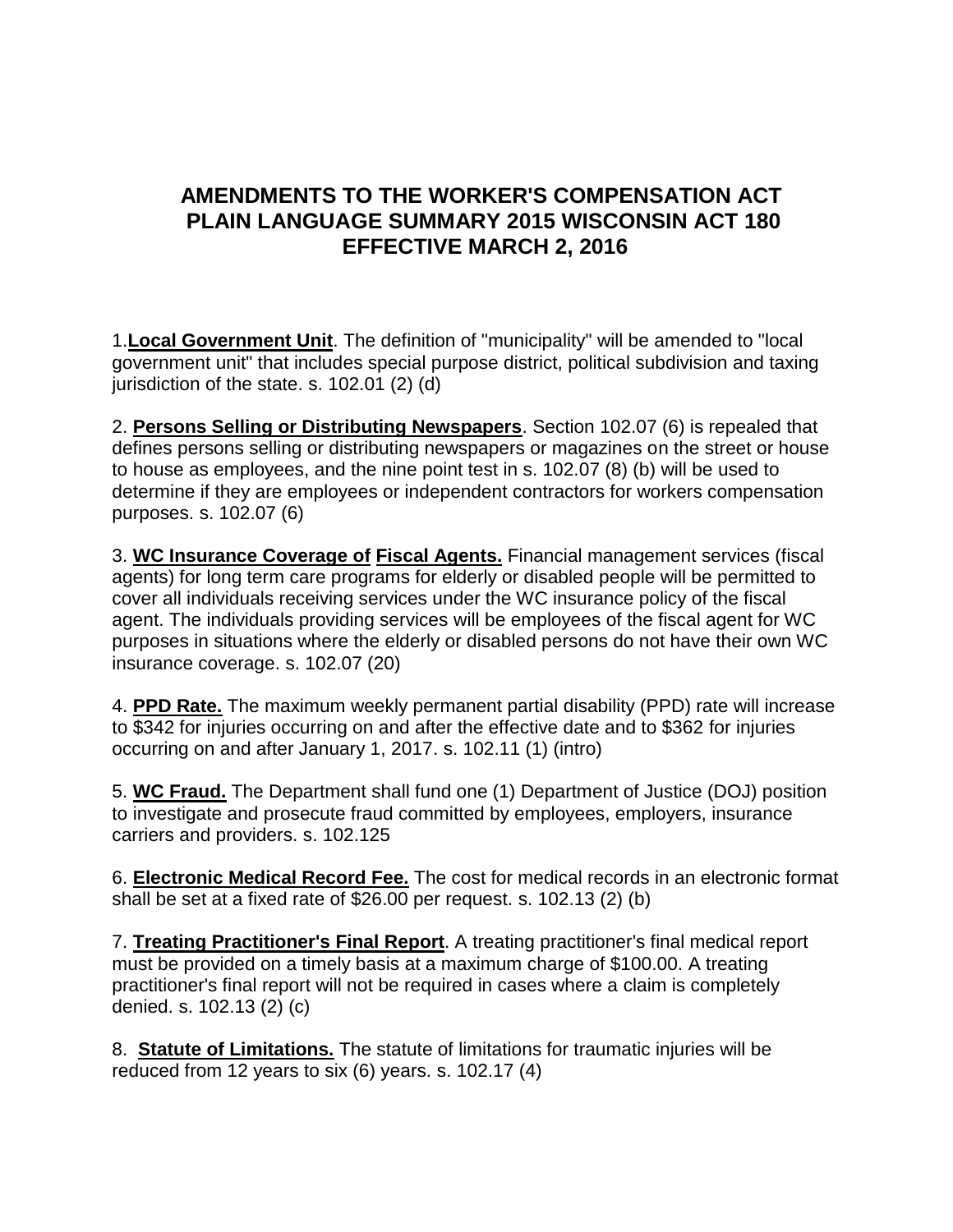# AMENDMENTS TO THE WORKER'S COMPENSATION ACT PLAIN LANGUAGE SUMMARY 2015 WISCONSIN ACT 180 EFFECTIVE MARCH 2, 2016

1. **Local Government Unit**. The definition of "municipality" will be amended to "local government unit" that includes special purpose district, political subdivision and taxing jurisdiction of the state. s. 102.01 (2) (d)

2. **Persons Selling or Distributing Newspapers**. Section 102.07 (6) is repealed that defines persons selling or distributing newspapers or magazines on the street or house to house as employees, and the nine point test in s. 102.07 (8) (b) will be used to determine if they are employees or independent contractors for workers compensation purposes. s. 102.07 (6)

3. **WC Insurance Coverage of Fiscal Agents.** Financial management services (fiscal agents) for long term care programs for elderly or disabled people will be permitted to cover all individuals receiving services under the WC insurance policy of the fiscal agent. The individuals providing services will be employees of the fiscal agent for WC purposes in situations where the elderly or disabled persons do not have their own WC insurance coverage. s. 102.07 (20)

4. **PPD Rate.** The maximum weekly permanent partial disability (PPD) rate will increase to $342 for injuries occurring on and after the effective date and to $362 for injuries occurring on and after January 1, 2017. s. 102.11 (1) (intro)

5. **WC Fraud.** The Department shall fund one (1) Department of Justice (DOJ) position to investigate and prosecute fraud committed by employees, employers, insurance carriers and providers. s. 102.125

6. **Electronic Medical Record Fee.** The cost for medical records in an electronic format shall be set at a fixed rate of $26.00 per request. s. 102.13 (2) (b)

7. **Treating Practitioner's Final Report**. A treating practitioner's final medical report must be provided on a timely basis at a maximum charge of $100.00. A treating practitioner's final report will not be required in cases where a claim is completely denied. s. 102.13 (2) (c)

8. **Statute of Limitations.** The statute of limitations for traumatic injuries will be reduced from 12 years to six (6) years. s. 102.17 (4)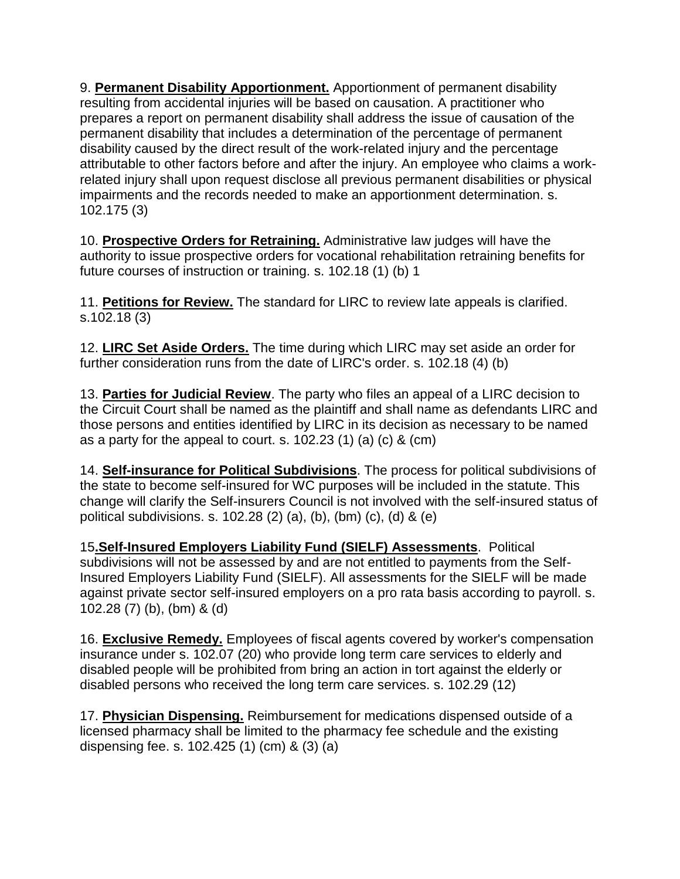9. **Permanent Disability Apportionment.** Apportionment of permanent disability resulting from accidental injuries will be based on causation. A practitioner who prepares a report on permanent disability shall address the issue of causation of the permanent disability that includes a determination of the percentage of permanent disability caused by the direct result of the work-related injury and the percentage attributable to other factors before and after the injury. An employee who claims a work-related injury shall upon request disclose all previous permanent disabilities or physical impairments and the records needed to make an apportionment determination. s. 102.175 (3)

10. **Prospective Orders for Retraining.** Administrative law judges will have the authority to issue prospective orders for vocational rehabilitation retraining benefits for future courses of instruction or training. s. 102.18 (1) (b) 1

11. **Petitions for Review.** The standard for LIRC to review late appeals is clarified. s.102.18 (3)

12. **LIRC Set Aside Orders.** The time during which LIRC may set aside an order for further consideration runs from the date of LIRC's order. s. 102.18 (4) (b)

13. **Parties for Judicial Review**. The party who files an appeal of a LIRC decision to the Circuit Court shall be named as the plaintiff and shall name as defendants LIRC and those persons and entities identified by LIRC in its decision as necessary to be named as a party for the appeal to court. s. 102.23 (1) (a) (c) & (cm)

14. **Self-insurance for Political Subdivisions**. The process for political subdivisions of the state to become self-insured for WC purposes will be included in the statute. This change will clarify the Self-insurers Council is not involved with the self-insured status of political subdivisions. s. 102.28 (2) (a), (b), (bm) (c), (d) & (e)

15**.Self-Insured Employers Liability Fund (SIELF) Assessments**. Political subdivisions will not be assessed by and are not entitled to payments from the Self-Insured Employers Liability Fund (SIELF). All assessments for the SIELF will be made against private sector self-insured employers on a pro rata basis according to payroll. s. 102.28 (7) (b), (bm) & (d)

16. **Exclusive Remedy.** Employees of fiscal agents covered by worker's compensation insurance under s. 102.07 (20) who provide long term care services to elderly and disabled people will be prohibited from bring an action in tort against the elderly or disabled persons who received the long term care services. s. 102.29 (12)

17. **Physician Dispensing.** Reimbursement for medications dispensed outside of a licensed pharmacy shall be limited to the pharmacy fee schedule and the existing dispensing fee. s. 102.425 (1) (cm) & (3) (a)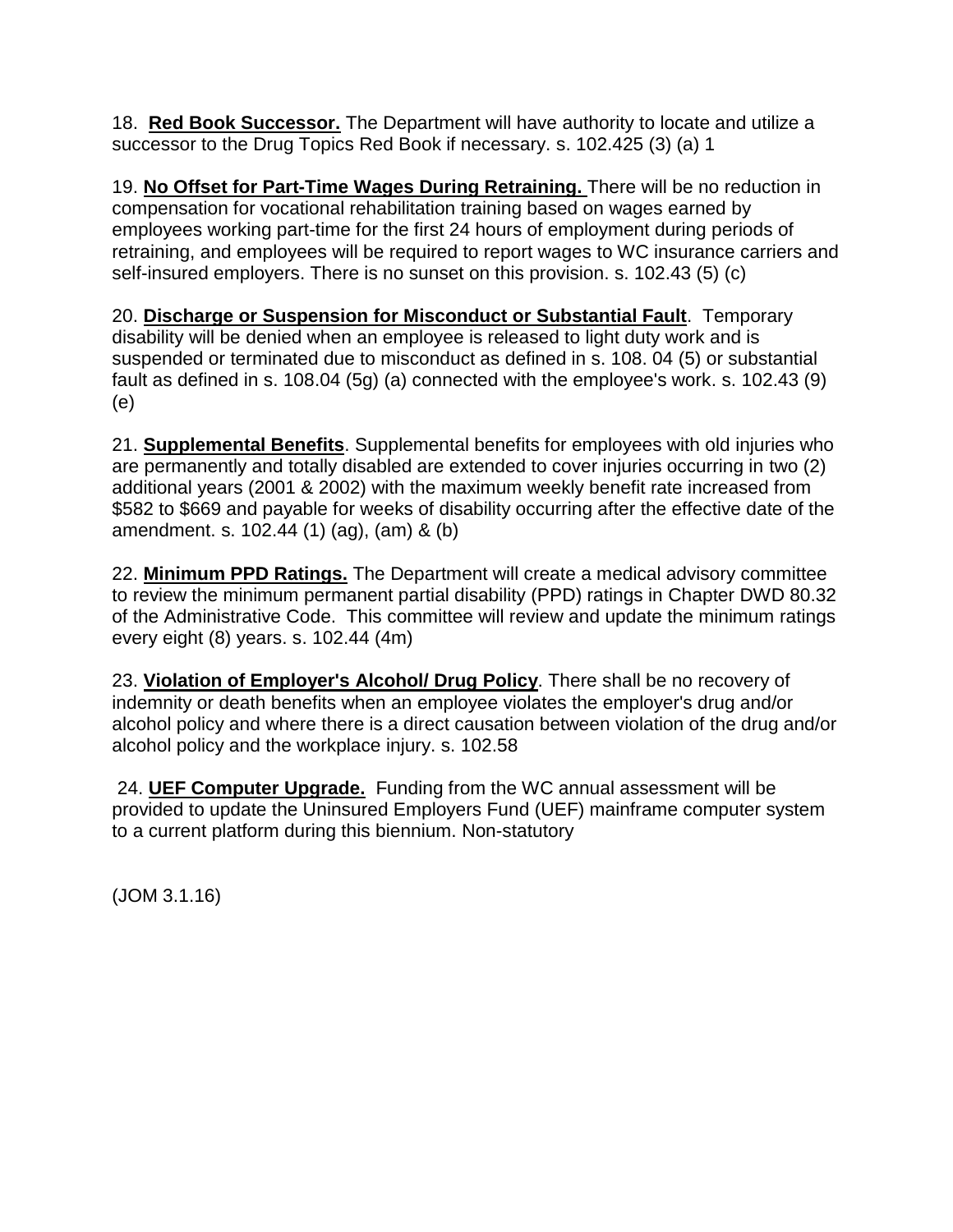18. **Red Book Successor.** The Department will have authority to locate and utilize a successor to the Drug Topics Red Book if necessary. s. 102.425 (3) (a) 1

19. **No Offset for Part-Time Wages During Retraining.** There will be no reduction in compensation for vocational rehabilitation training based on wages earned by employees working part-time for the first 24 hours of employment during periods of retraining, and employees will be required to report wages to WC insurance carriers and self-insured employers. There is no sunset on this provision. s. 102.43 (5) (c)

20. **Discharge or Suspension for Misconduct or Substantial Fault**. Temporary disability will be denied when an employee is released to light duty work and is suspended or terminated due to misconduct as defined in s. 108. 04 (5) or substantial fault as defined in s. 108.04 (5g) (a) connected with the employee's work. s. 102.43 (9) (e)

21. **Supplemental Benefits**. Supplemental benefits for employees with old injuries who are permanently and totally disabled are extended to cover injuries occurring in two (2) additional years (2001 & 2002) with the maximum weekly benefit rate increased from $582 to $669 and payable for weeks of disability occurring after the effective date of the amendment. s. 102.44 (1) (ag), (am) & (b)

22. **Minimum PPD Ratings.** The Department will create a medical advisory committee to review the minimum permanent partial disability (PPD) ratings in Chapter DWD 80.32 of the Administrative Code. This committee will review and update the minimum ratings every eight (8) years. s. 102.44 (4m)

23. **Violation of Employer's Alcohol/ Drug Policy**. There shall be no recovery of indemnity or death benefits when an employee violates the employer's drug and/or alcohol policy and where there is a direct causation between violation of the drug and/or alcohol policy and the workplace injury. s. 102.58

24. **UEF Computer Upgrade.** Funding from the WC annual assessment will be provided to update the Uninsured Employers Fund (UEF) mainframe computer system to a current platform during this biennium. Non-statutory

(JOM 3.1.16)